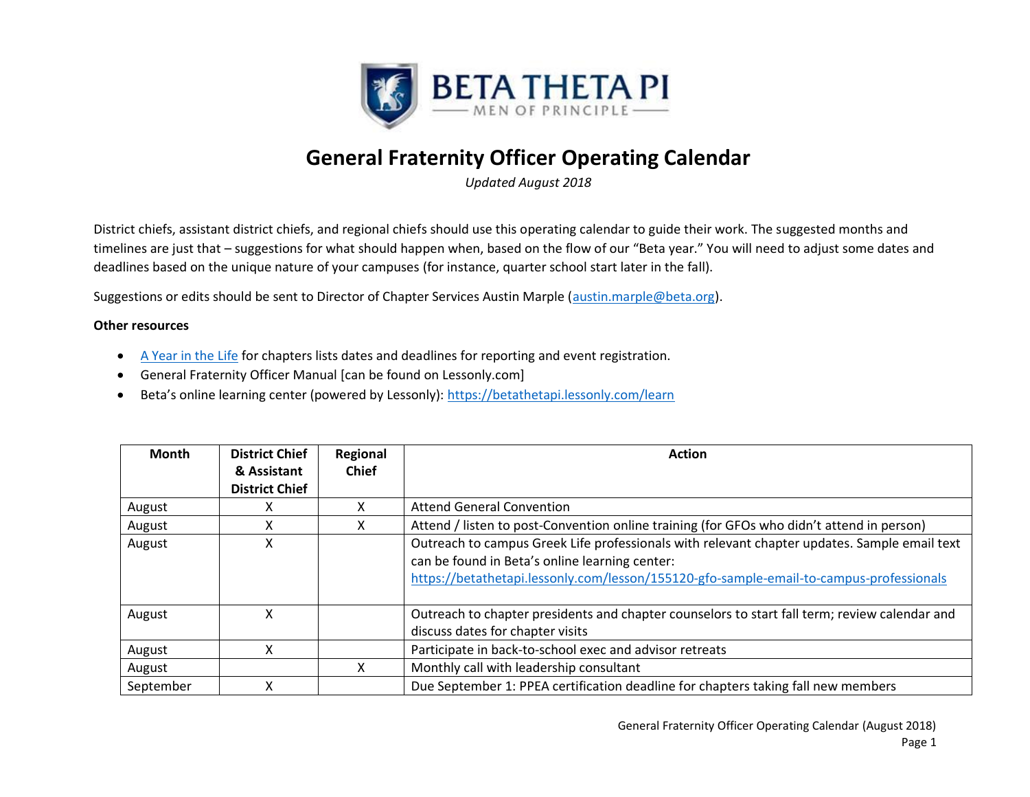BETA THETA PI

MEN OF PRINCIPLE

# General Fraternity Officer Operating Calendar

*Updated August 2018*

District chiefs, assistant district chiefs, and regional chiefs should use this operating calendar to guide their work. The suggested months and timelines are just that – suggestions for what should happen when, based on the flow of our "Beta year." You will need to adjust some dates and deadlines based on the unique nature of your campuses (for instance, quarter school start later in the fall).

Suggestions or edits should be sent to Director of Chapter Services Austin Marple (austin.marple@beta.org).

**Other resources**

- A Year in the Life for chapters lists dates and deadlines for reporting and event registration.
- General Fraternity Officer Manual [can be found on Lessonly.com]
- Beta's online learning center (powered by Lessonly): https://betathetapi.lessonly.com/learn

| Month | District Chief & Assistant District Chief | Regional Chief | Action |
|---|---|---|---|
| August | X | X | Attend General Convention |
| August | X | X | Attend / listen to post-Convention online training (for GFOs who didn't attend in person) |
| August | X | | Outreach to campus Greek Life professionals with relevant chapter updates. Sample email text can be found in Beta's online learning center: https://betathetapi.lessonly.com/lesson/155120-gfo-sample-email-to-campus-professionals |
| August | X | | Outreach to chapter presidents and chapter counselors to start fall term; review calendar and discuss dates for chapter visits |
| August | X | | Participate in back-to-school exec and advisor retreats |
| August | | X | Monthly call with leadership consultant |
| September | X | | Due September 1: PPEA certification deadline for chapters taking fall new members |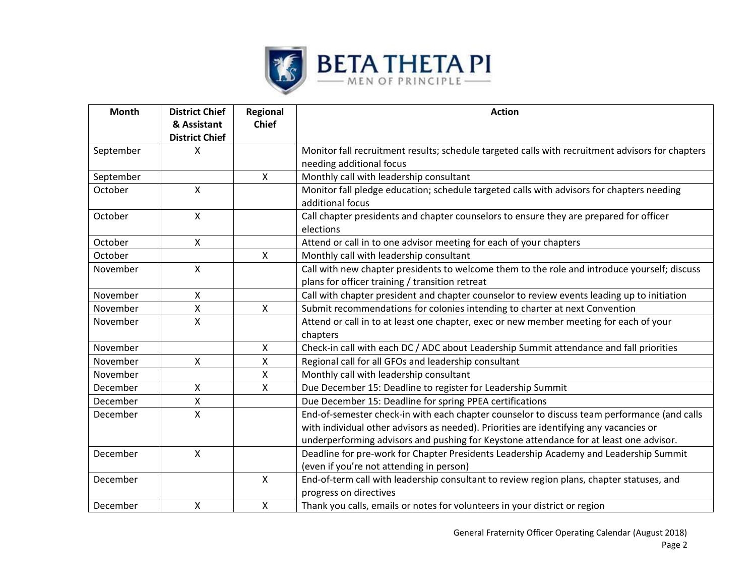| Month | District Chief & Assistant District Chief | Regional Chief | Action |
|---|---|---|---|
| September | X | | Monitor fall recruitment results; schedule targeted calls with recruitment advisors for chapters needing additional focus |
| September | | X | Monthly call with leadership consultant |
| October | X | | Monitor fall pledge education; schedule targeted calls with advisors for chapters needing additional focus |
| October | X | | Call chapter presidents and chapter counselors to ensure they are prepared for officer elections |
| October | X | | Attend or call in to one advisor meeting for each of your chapters |
| October | | X | Monthly call with leadership consultant |
| November | X | | Call with new chapter presidents to welcome them to the role and introduce yourself; discuss plans for officer training / transition retreat |
| November | X | | Call with chapter president and chapter counselor to review events leading up to initiation |
| November | X | X | Submit recommendations for colonies intending to charter at next Convention |
| November | X | | Attend or call in to at least one chapter, exec or new member meeting for each of your chapters |
| November | | X | Check-in call with each DC / ADC about Leadership Summit attendance and fall priorities |
| November | X | X | Regional call for all GFOs and leadership consultant |
| November | | X | Monthly call with leadership consultant |
| December | X | X | Due December 15: Deadline to register for Leadership Summit |
| December | X | | Due December 15: Deadline for spring PPEA certifications |
| December | X | | End-of-semester check-in with each chapter counselor to discuss team performance (and calls with individual other advisors as needed). Priorities are identifying any vacancies or underperforming advisors and pushing for Keystone attendance for at least one advisor. |
| December | X | | Deadline for pre-work for Chapter Presidents Leadership Academy and Leadership Summit (even if you're not attending in person) |
| December | | X | End-of-term call with leadership consultant to review region plans, chapter statuses, and progress on directives |
| December | X | X | Thank you calls, emails or notes for volunteers in your district or region |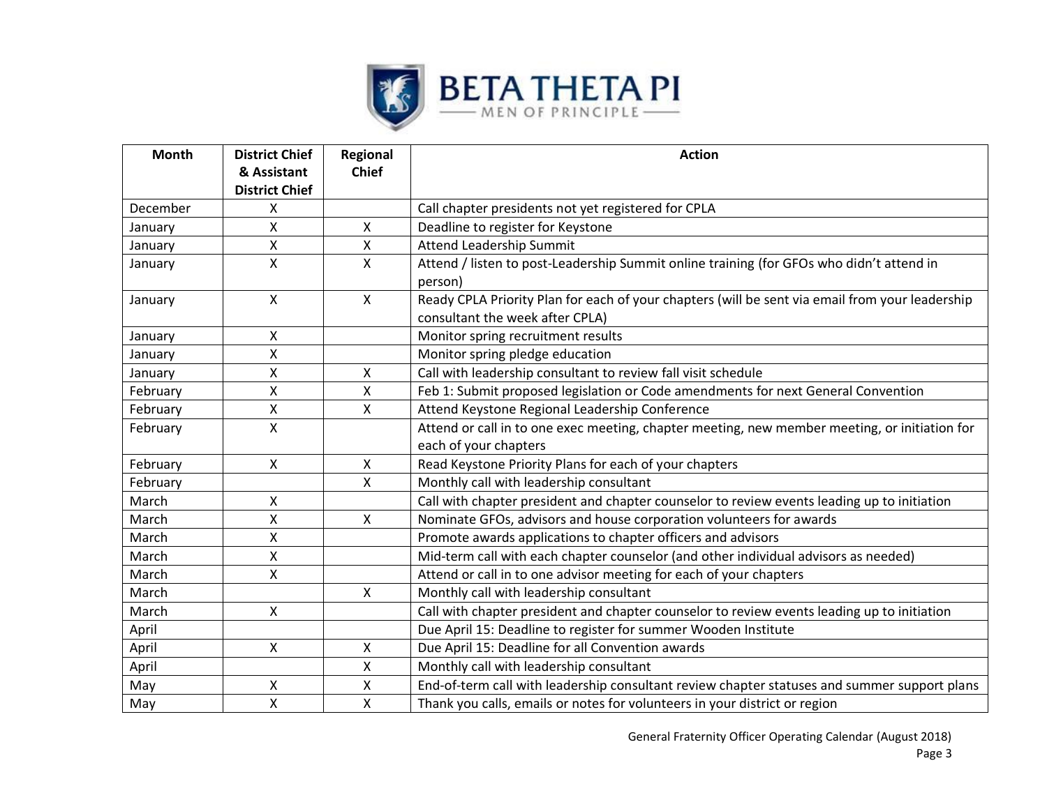| Month | District Chief & Assistant District Chief | Regional Chief | Action |
|---|---|---|---|
| December | X | | Call chapter presidents not yet registered for CPLA |
| January | X | X | Deadline to register for Keystone |
| January | X | X | Attend Leadership Summit |
| January | X | X | Attend / listen to post-Leadership Summit online training (for GFOs who didn't attend in person) |
| January | X | X | Ready CPLA Priority Plan for each of your chapters (will be sent via email from your leadership consultant the week after CPLA) |
| January | X | | Monitor spring recruitment results |
| January | X | | Monitor spring pledge education |
| January | X | X | Call with leadership consultant to review fall visit schedule |
| February | X | X | Feb 1: Submit proposed legislation or Code amendments for next General Convention |
| February | X | X | Attend Keystone Regional Leadership Conference |
| February | X | | Attend or call in to one exec meeting, chapter meeting, new member meeting, or initiation for each of your chapters |
| February | X | X | Read Keystone Priority Plans for each of your chapters |
| February | | X | Monthly call with leadership consultant |
| March | X | | Call with chapter president and chapter counselor to review events leading up to initiation |
| March | X | X | Nominate GFOs, advisors and house corporation volunteers for awards |
| March | X | | Promote awards applications to chapter officers and advisors |
| March | X | | Mid-term call with each chapter counselor (and other individual advisors as needed) |
| March | X | | Attend or call in to one advisor meeting for each of your chapters |
| March | | X | Monthly call with leadership consultant |
| March | X | | Call with chapter president and chapter counselor to review events leading up to initiation |
| April | | | Due April 15: Deadline to register for summer Wooden Institute |
| April | X | X | Due April 15: Deadline for all Convention awards |
| April | | X | Monthly call with leadership consultant |
| May | X | X | End-of-term call with leadership consultant review chapter statuses and summer support plans |
| May | X | X | Thank you calls, emails or notes for volunteers in your district or region |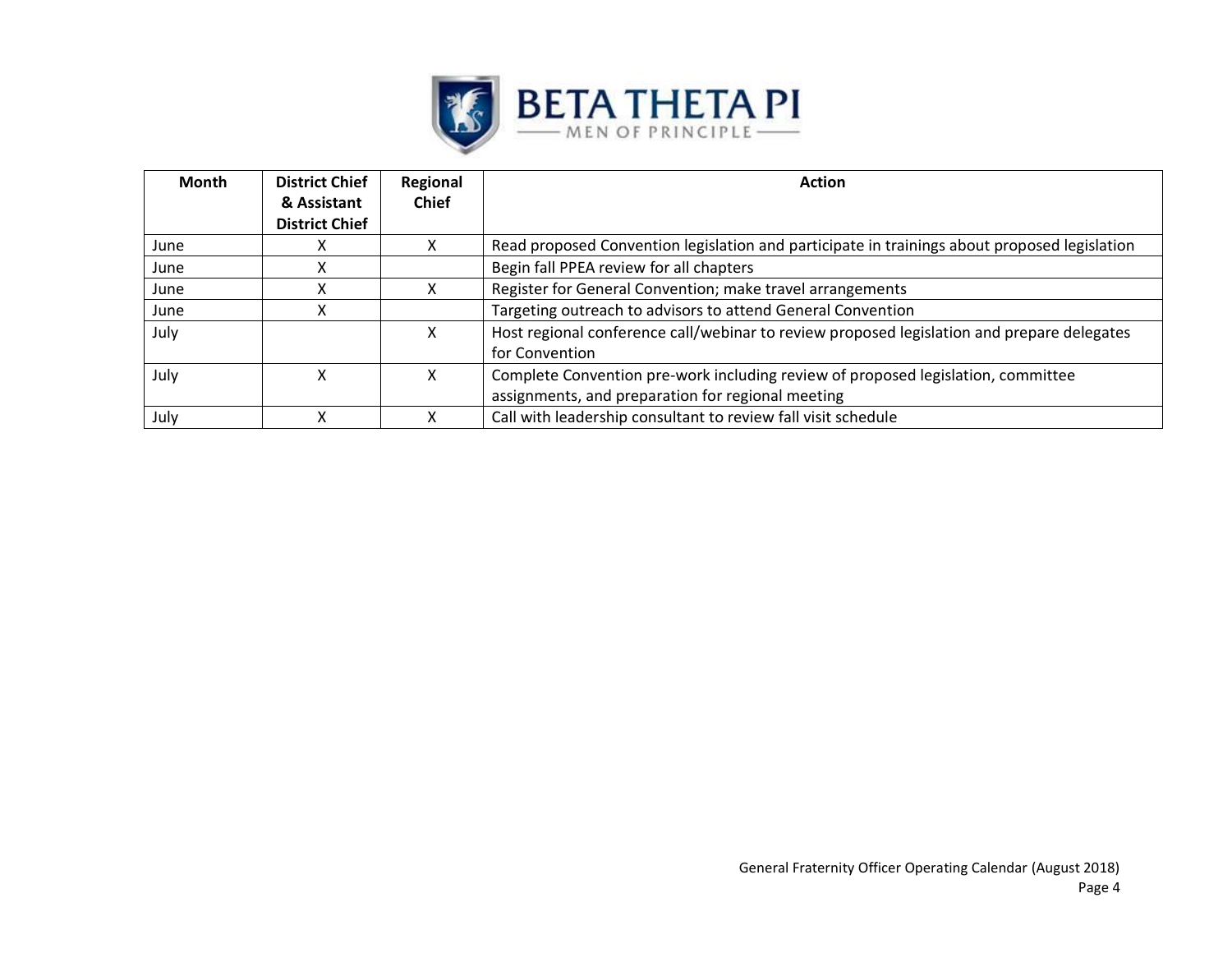| Month | District Chief & Assistant District Chief | Regional Chief | Action |
|---|---|---|---|
| June | X | X | Read proposed Convention legislation and participate in trainings about proposed legislation |
| June | X | | Begin fall PPEA review for all chapters |
| June | X | X | Register for General Convention; make travel arrangements |
| June | X | | Targeting outreach to advisors to attend General Convention |
| July | | X | Host regional conference call/webinar to review proposed legislation and prepare delegates for Convention |
| July | X | X | Complete Convention pre-work including review of proposed legislation, committee assignments, and preparation for regional meeting |
| July | X | X | Call with leadership consultant to review fall visit schedule |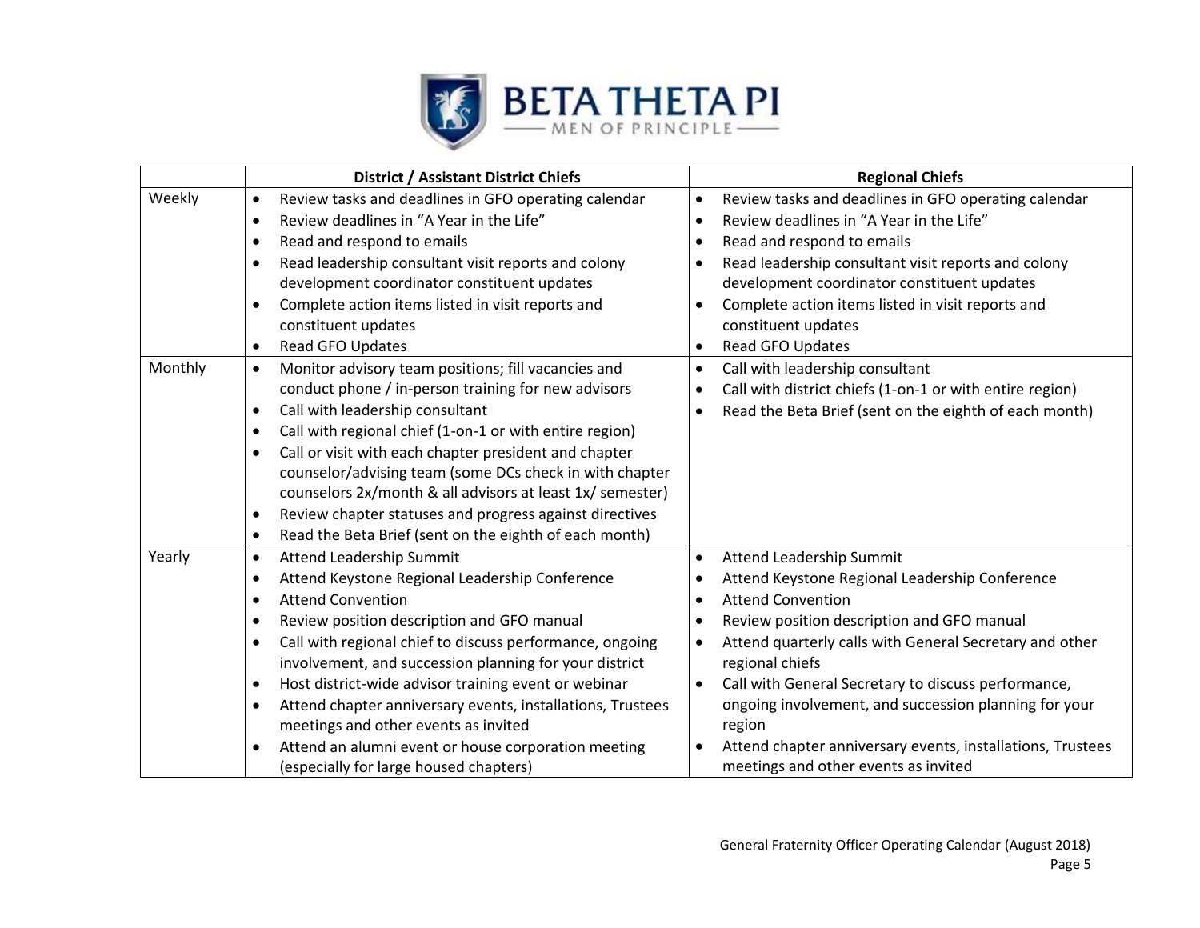| | District / Assistant District Chiefs | Regional Chiefs |
|---|---|---|
| Weekly | • Review tasks and deadlines in GFO operating calendar<br>• Review deadlines in "A Year in the Life"<br>• Read and respond to emails<br>• Read leadership consultant visit reports and colony development coordinator constituent updates<br>• Complete action items listed in visit reports and constituent updates<br>• Read GFO Updates | • Review tasks and deadlines in GFO operating calendar<br>• Review deadlines in "A Year in the Life"<br>• Read and respond to emails<br>• Read leadership consultant visit reports and colony development coordinator constituent updates<br>• Complete action items listed in visit reports and constituent updates<br>• Read GFO Updates |
| Monthly | • Monitor advisory team positions; fill vacancies and conduct phone / in-person training for new advisors<br>• Call with leadership consultant<br>• Call with regional chief (1-on-1 or with entire region)<br>• Call or visit with each chapter president and chapter counselor/advising team (some DCs check in with chapter counselors 2x/month & all advisors at least 1x/ semester)<br>• Review chapter statuses and progress against directives<br>• Read the Beta Brief (sent on the eighth of each month) | • Call with leadership consultant<br>• Call with district chiefs (1-on-1 or with entire region)<br>• Read the Beta Brief (sent on the eighth of each month) |
| Yearly | • Attend Leadership Summit<br>• Attend Keystone Regional Leadership Conference<br>• Attend Convention<br>• Review position description and GFO manual<br>• Call with regional chief to discuss performance, ongoing involvement, and succession planning for your district<br>• Host district-wide advisor training event or webinar<br>• Attend chapter anniversary events, installations, Trustees meetings and other events as invited<br>• Attend an alumni event or house corporation meeting (especially for large housed chapters) | • Attend Leadership Summit<br>• Attend Keystone Regional Leadership Conference<br>• Attend Convention<br>• Review position description and GFO manual<br>• Attend quarterly calls with General Secretary and other regional chiefs<br>• Call with General Secretary to discuss performance, ongoing involvement, and succession planning for your region<br>• Attend chapter anniversary events, installations, Trustees meetings and other events as invited |